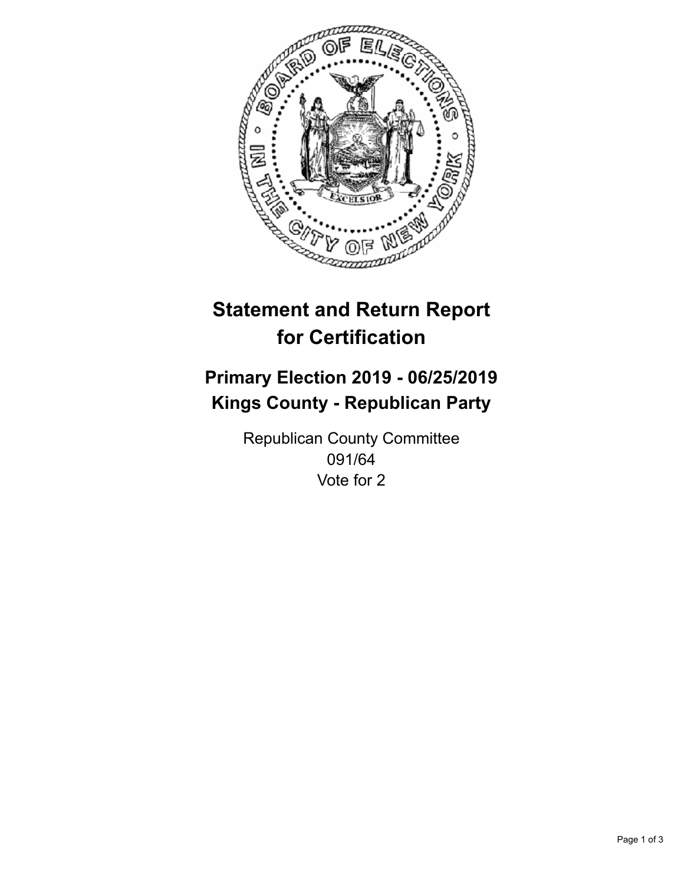# Statement and Return Report for Certification

## Primary Election 2019 - 06/25/2019
## Kings County - Republican Party

Republican County Committee
091/64
Vote for 2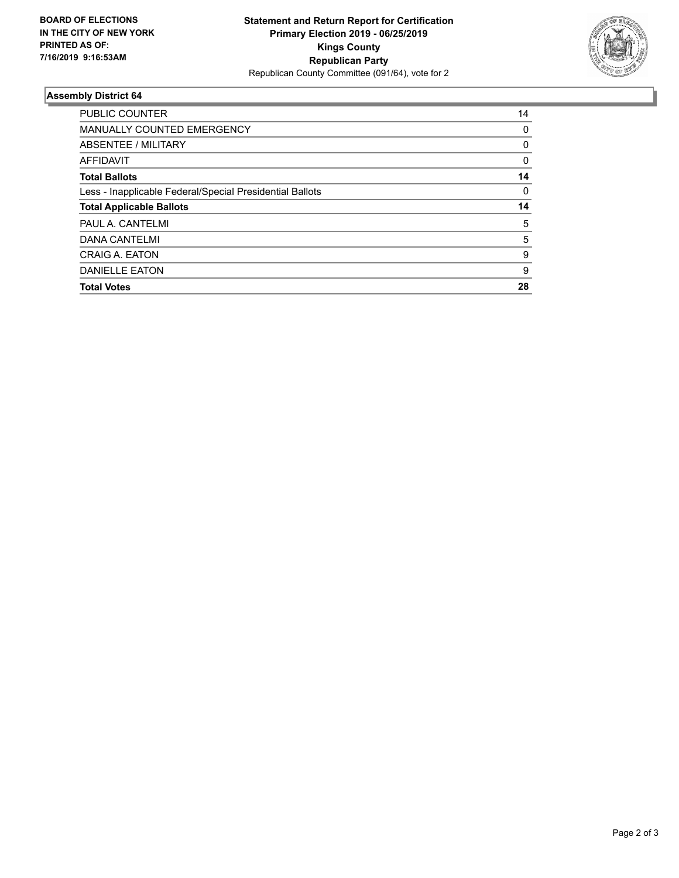**BOARD OF ELECTIONS IN THE CITY OF NEW YORK PRINTED AS OF: 7/16/2019 9:16:53AM**

**Statement and Return Report for Certification**
**Primary Election 2019 - 06/25/2019**
**Kings County**
**Republican Party**
Republican County Committee (091/64), vote for 2

### Assembly District 64

| | |
|---|---|
| PUBLIC COUNTER | 14 |
| MANUALLY COUNTED EMERGENCY | 0 |
| ABSENTEE / MILITARY | 0 |
| AFFIDAVIT | 0 |
| **Total Ballots** | **14** |
| Less - Inapplicable Federal/Special Presidential Ballots | 0 |
| **Total Applicable Ballots** | **14** |
| PAUL A. CANTELMI | 5 |
| DANA CANTELMI | 5 |
| CRAIG A. EATON | 9 |
| DANIELLE EATON | 9 |
| **Total Votes** | **28** |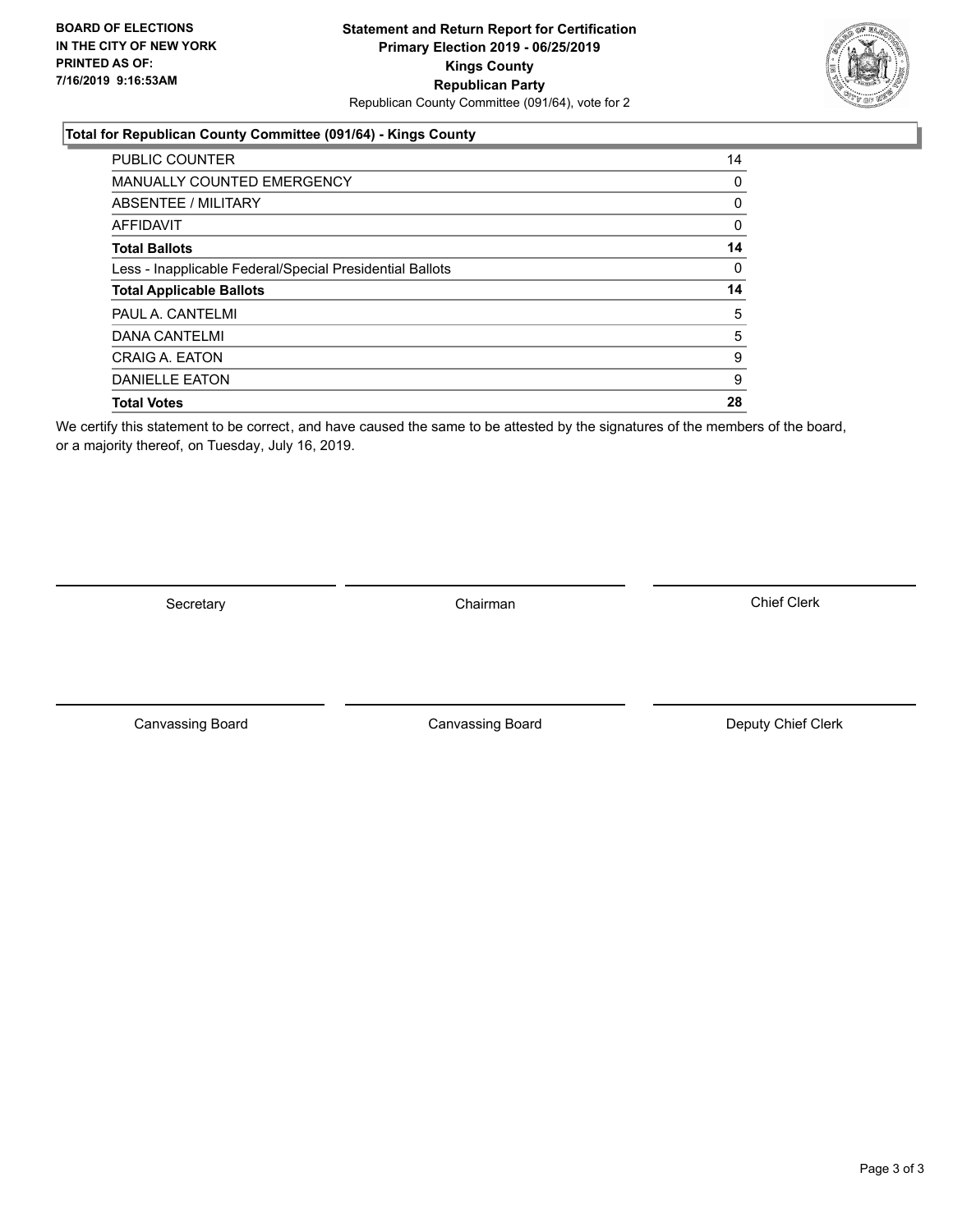**BOARD OF ELECTIONS IN THE CITY OF NEW YORK PRINTED AS OF: 7/16/2019 9:16:53AM**

**Statement and Return Report for Certification**
**Primary Election 2019 - 06/25/2019**
**Kings County**
**Republican Party**
Republican County Committee (091/64), vote for 2

### Total for Republican County Committee (091/64) - Kings County

| | |
|---|---|
| PUBLIC COUNTER | 14 |
| MANUALLY COUNTED EMERGENCY | 0 |
| ABSENTEE / MILITARY | 0 |
| AFFIDAVIT | 0 |
| **Total Ballots** | **14** |
| Less - Inapplicable Federal/Special Presidential Ballots | 0 |
| **Total Applicable Ballots** | **14** |
| PAUL A. CANTELMI | 5 |
| DANA CANTELMI | 5 |
| CRAIG A. EATON | 9 |
| DANIELLE EATON | 9 |
| **Total Votes** | **28** |

We certify this statement to be correct, and have caused the same to be attested by the signatures of the members of the board, or a majority thereof, on Tuesday, July 16, 2019.

Secretary

Chairman

Chief Clerk

Canvassing Board

Canvassing Board

Deputy Chief Clerk